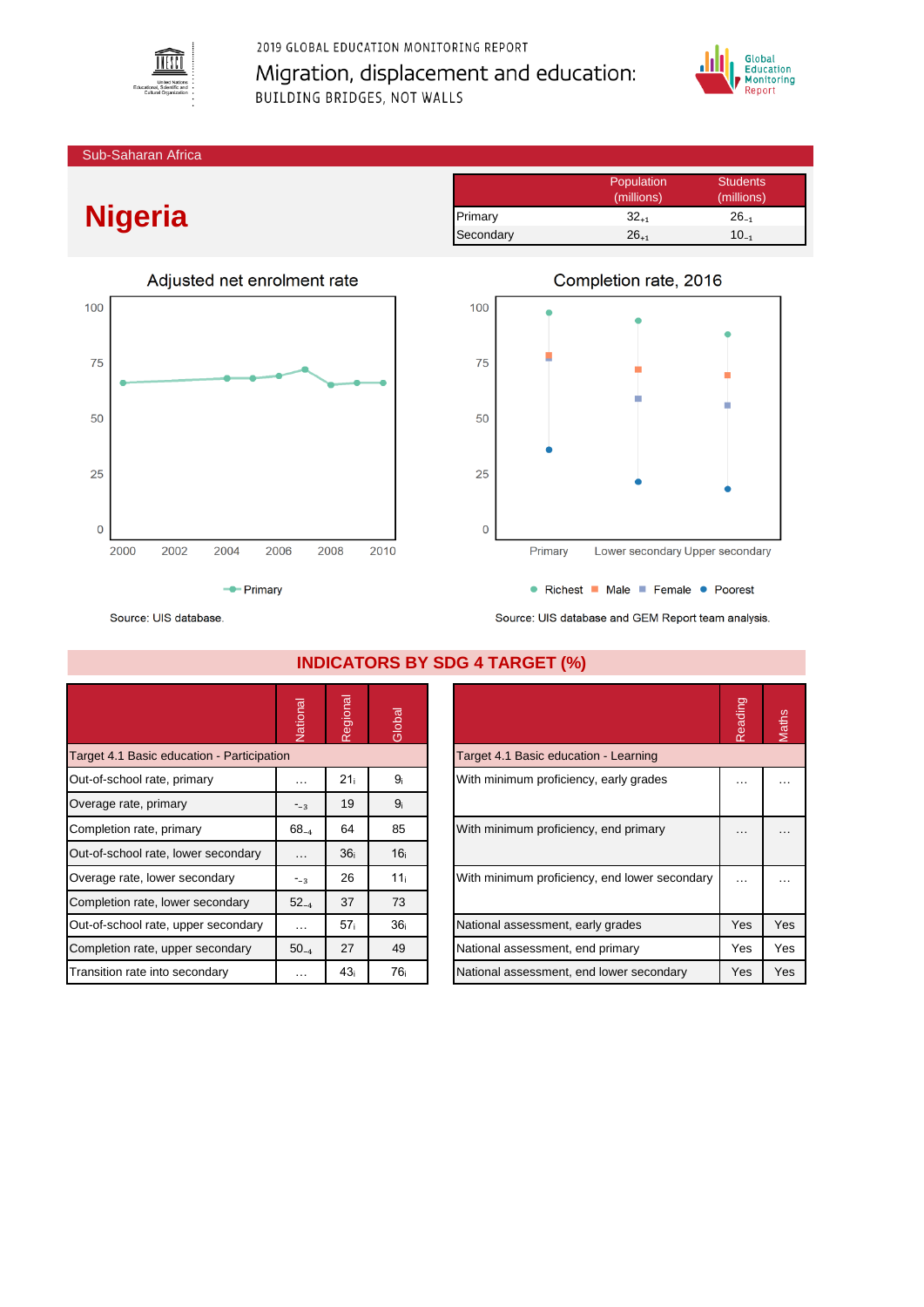2019 GLOBAL EDUCATION MONITORING REPORT

Migration, displacement and education:

BUILDING BRIDGES, NOT WALLS

Sub-Saharan Africa

# Nigeria

| | Population (millions) | Students (millions) |
|---|---|---|
| Primary | $32_{+1}$ | $26_{-1}$ |
| Secondary | $26_{+1}$ | $10_{-1}$ |

## Adjusted net enrolment rate

Primary

Source: UIS database.

## Completion rate, 2016

Richest, Male, Female, Poorest

Source: UIS database and GEM Report team analysis.

## INDICATORS BY SDG 4 TARGET (%)

| | National | Regional | Global |
|---|---|---|---|
| **Target 4.1 Basic education - Participation** | | | |
| Out-of-school rate, primary | … | $21_{i}$ | $9_{i}$ |
| Overage rate, primary | $-_{-3}$ | 19 | $9_{i}$ |
| Completion rate, primary | $68_{-4}$ | 64 | 85 |
| Out-of-school rate, lower secondary | … | $36_{i}$ | $16_{i}$ |
| Overage rate, lower secondary | $-_{-3}$ | 26 | $11_{i}$ |
| Completion rate, lower secondary | $52_{-4}$ | 37 | 73 |
| Out-of-school rate, upper secondary | … | $57_{i}$ | $36_{i}$ |
| Completion rate, upper secondary | $50_{-4}$ | 27 | 49 |
| Transition rate into secondary | … | $43_{i}$ | $76_{i}$ |

| | Reading | Maths |
|---|---|---|
| **Target 4.1 Basic education - Learning** | | |
| With minimum proficiency, early grades | … | … |
| With minimum proficiency, end primary | … | … |
| With minimum proficiency, end lower secondary | … | … |
| National assessment, early grades | Yes | Yes |
| National assessment, end primary | Yes | Yes |
| National assessment, end lower secondary | Yes | Yes |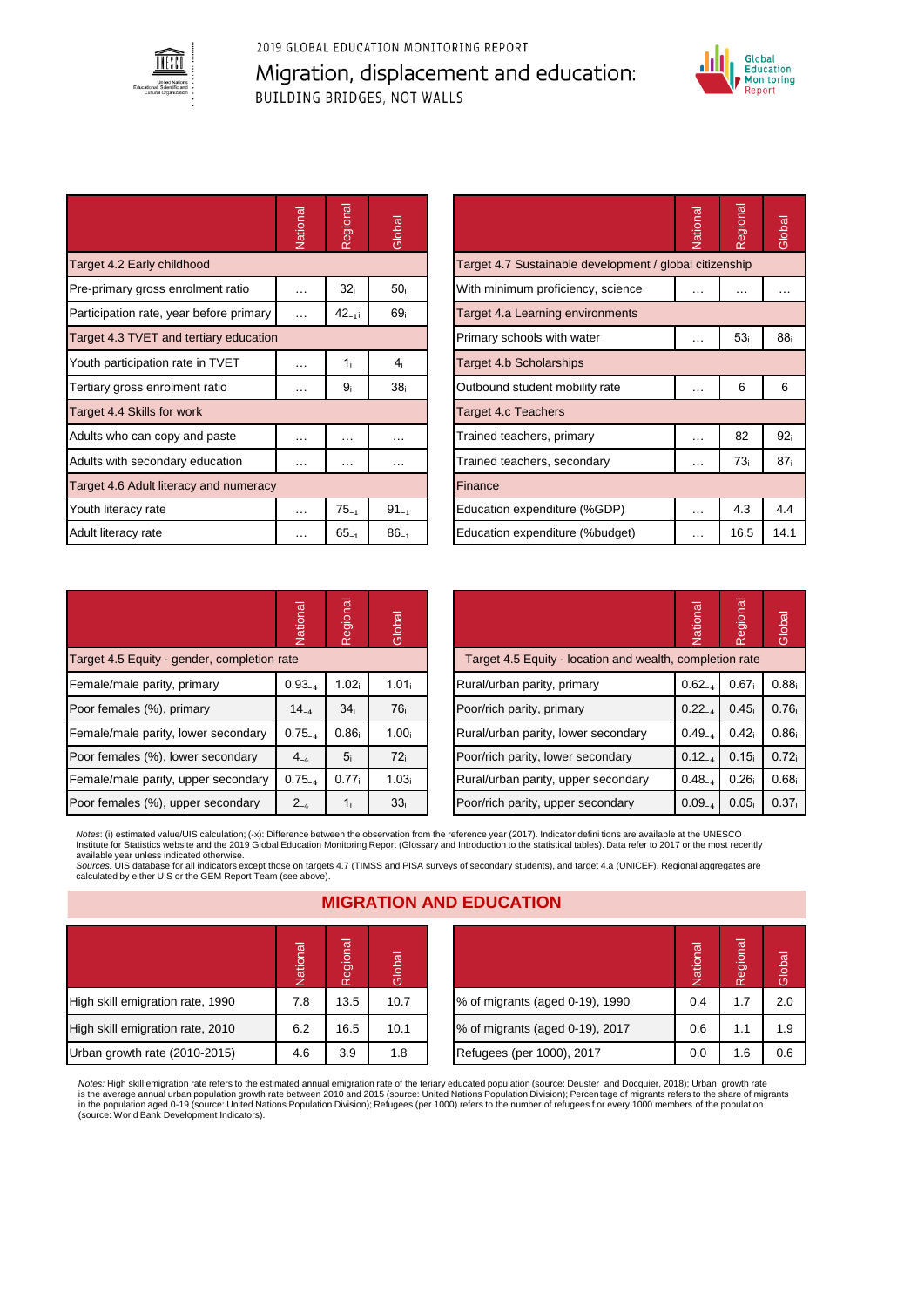| | National | Regional | Global |
|---|---|---|---|
| Target 4.2 Early childhood | | | |
| Pre-primary gross enrolment ratio | … | $32_i$ | $50_i$ |
| Participation rate, year before primary | … | $42_{-1i}$ | $69_i$ |
| Target 4.3 TVET and tertiary education | | | |
| Youth participation rate in TVET | … | $1_i$ | $4_i$ |
| Tertiary gross enrolment ratio | … | $9_i$ | $38_i$ |
| Target 4.4 Skills for work | | | |
| Adults who can copy and paste | … | … | … |
| Adults with secondary education | … | … | … |
| Target 4.6 Adult literacy and numeracy | | | |
| Youth literacy rate | … | $75_{-1}$ | $91_{-1}$ |
| Adult literacy rate | … | $65_{-1}$ | $86_{-1}$ |

| | National | Regional | Global |
|---|---|---|---|
| Target 4.7 Sustainable development / global citizenship | | | |
| With minimum proficiency, science | … | … | … |
| Target 4.a Learning environments | | | |
| Primary schools with water | … | $53_i$ | $88_i$ |
| Target 4.b Scholarships | | | |
| Outbound student mobility rate | … | 6 | 6 |
| Target 4.c Teachers | | | |
| Trained teachers, primary | … | 82 | $92_i$ |
| Trained teachers, secondary | … | $73_i$ | $87_i$ |
| Finance | | | |
| Education expenditure (%GDP) | … | 4.3 | 4.4 |
| Education expenditure (%budget) | … | 16.5 | 14.1 |

| | National | Regional | Global |
|---|---|---|---|
| Target 4.5 Equity - gender, completion rate | | | |
| Female/male parity, primary | $0.93_{-4}$ | $1.02_i$ | $1.01_i$ |
| Poor females (%), primary | $14_{-4}$ | $34_i$ | $76_i$ |
| Female/male parity, lower secondary | $0.75_{-4}$ | $0.86_i$ | $1.00_i$ |
| Poor females (%), lower secondary | $4_{-4}$ | $5_i$ | $72_i$ |
| Female/male parity, upper secondary | $0.75_{-4}$ | $0.77_i$ | $1.03_i$ |
| Poor females (%), upper secondary | $2_{-4}$ | $1_i$ | $33_i$ |

| | National | Regional | Global |
|---|---|---|---|
| Target 4.5 Equity - location and wealth, completion rate | | | |
| Rural/urban parity, primary | $0.62_{-4}$ | $0.67_i$ | $0.88_i$ |
| Poor/rich parity, primary | $0.22_{-4}$ | $0.45_i$ | $0.76_i$ |
| Rural/urban parity, lower secondary | $0.49_{-4}$ | $0.42_i$ | $0.86_i$ |
| Poor/rich parity, lower secondary | $0.12_{-4}$ | $0.15_i$ | $0.72_i$ |
| Rural/urban parity, upper secondary | $0.48_{-4}$ | $0.26_i$ | $0.68_i$ |
| Poor/rich parity, upper secondary | $0.09_{-4}$ | $0.05_i$ | $0.37_i$ |

*Notes*: (i) estimated value/UIS calculation; (-x): Difference between the observation from the reference year (2017). Indicator definitions are available at the UNESCO Institute for Statistics website and the 2019 Global Education Monitoring Report (Glossary and Introduction to the statistical tables). Data refer to 2017 or the most recently available year unless indicated otherwise.
*Sources*: UIS database for all indicators except those on targets 4.7 (TIMSS and PISA surveys of secondary students), and target 4.a (UNICEF). Regional aggregates are calculated by either UIS or the GEM Report Team (see above).

## MIGRATION AND EDUCATION

| | National | Regional | Global |
|---|---|---|---|
| High skill emigration rate, 1990 | 7.8 | 13.5 | 10.7 |
| High skill emigration rate, 2010 | 6.2 | 16.5 | 10.1 |
| Urban growth rate (2010-2015) | 4.6 | 3.9 | 1.8 |

| | National | Regional | Global |
|---|---|---|---|
| % of migrants (aged 0-19), 1990 | 0.4 | 1.7 | 2.0 |
| % of migrants (aged 0-19), 2017 | 0.6 | 1.1 | 1.9 |
| Refugees (per 1000), 2017 | 0.0 | 1.6 | 0.6 |

*Notes*: High skill emigration rate refers to the estimated annual emigration rate of the teriary educated population (source: Deuster and Docquier, 2018); Urban growth rate is the average annual urban population growth rate between 2010 and 2015 (source: United Nations Population Division); Percentage of migrants refers to the share of migrants in the population aged 0-19 (source: United Nations Population Division); Refugees (per 1000) refers to the number of refugees f or every 1000 members of the population (source: World Bank Development Indicators).